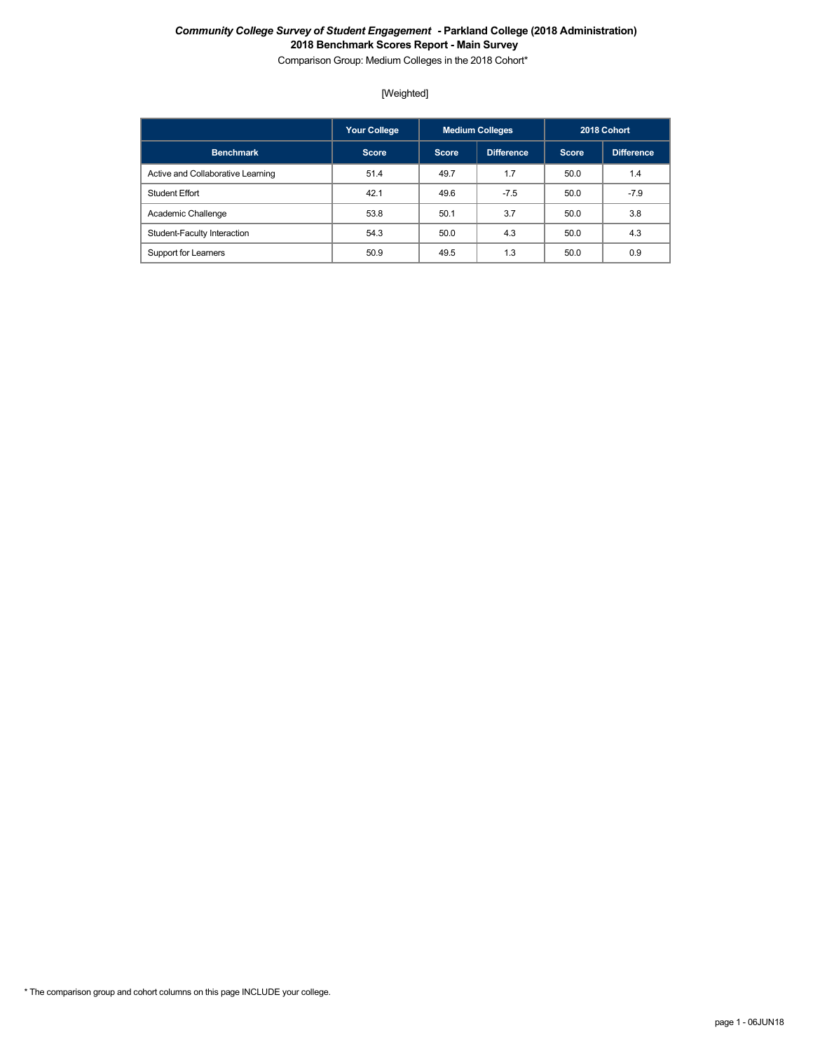***Community College Survey of Student Engagement* - Parkland College (2018 Administration)**
**2018 Benchmark Scores Report - Main Survey**
Comparison Group: Medium Colleges in the 2018 Cohort*

[Weighted]

| | Your College | Medium Colleges | | 2018 Cohort | |
|---|---|---|---|---|---|
| **Benchmark** | **Score** | **Score** | **Difference** | **Score** | **Difference** |
| Active and Collaborative Learning | 51.4 | 49.7 | 1.7 | 50.0 | 1.4 |
| Student Effort | 42.1 | 49.6 | -7.5 | 50.0 | -7.9 |
| Academic Challenge | 53.8 | 50.1 | 3.7 | 50.0 | 3.8 |
| Student-Faculty Interaction | 54.3 | 50.0 | 4.3 | 50.0 | 4.3 |
| Support for Learners | 50.9 | 49.5 | 1.3 | 50.0 | 0.9 |

* The comparison group and cohort columns on this page INCLUDE your college.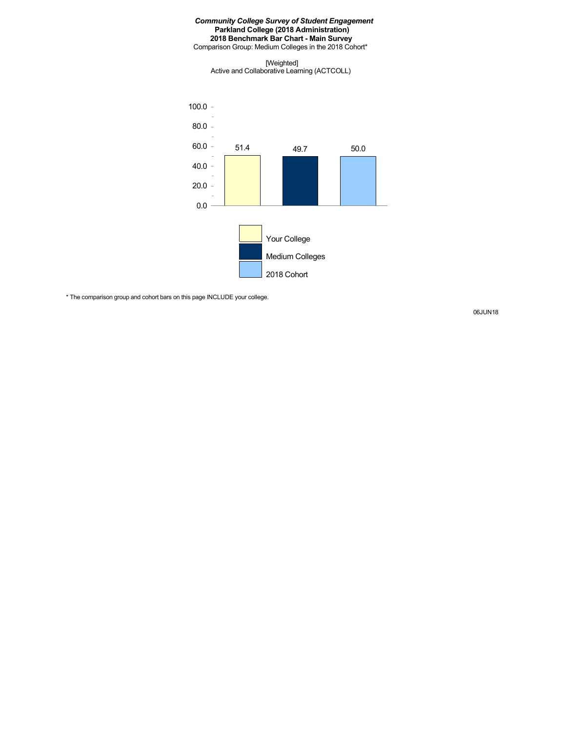***Community College Survey of Student Engagement***
**Parkland College (2018 Administration)**
**2018 Benchmark Bar Chart - Main Survey**
Comparison Group: Medium Colleges in the 2018 Cohort*

[Weighted]
Active and Collaborative Learning (ACTCOLL)

| | Your College | Medium Colleges | 2018 Cohort |
|---|---|---|---|
| ACTCOLL | 51.4 | 49.7 | 50.0 |

* The comparison group and cohort bars on this page INCLUDE your college.

06JUN18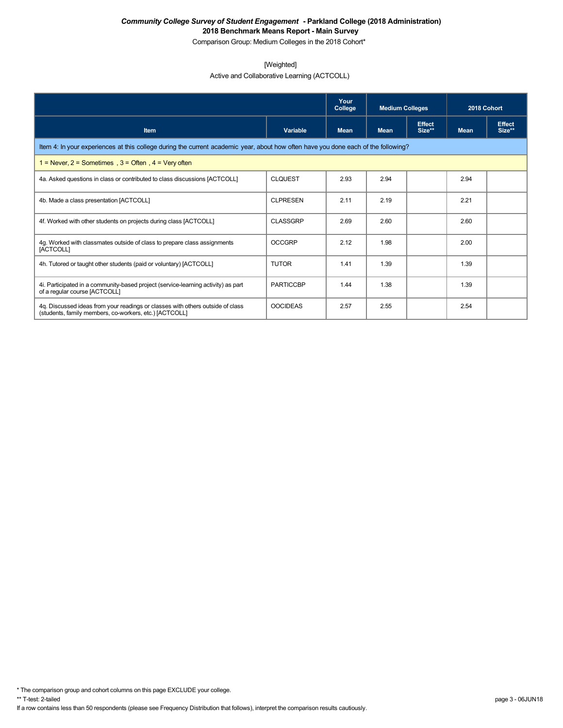***Community College Survey of Student Engagement* - Parkland College (2018 Administration)**
**2018 Benchmark Means Report - Main Survey**
Comparison Group: Medium Colleges in the 2018 Cohort*

[Weighted]
Active and Collaborative Learning (ACTCOLL)

| | | Your College | Medium Colleges | | 2018 Cohort | |
|---|---|---|---|---|---|---|
| **Item** | **Variable** | **Mean** | **Mean** | **Effect Size**** | **Mean** | **Effect Size**** |
| Item 4: In your experiences at this college during the current academic year, about how often have you done each of the following? | | | | | | |
| 1 = Never, 2 = Sometimes , 3 = Often , 4 = Very often | | | | | | |
| 4a. Asked questions in class or contributed to class discussions [ACTCOLL] | CLQUEST | 2.93 | 2.94 | | 2.94 | |
| 4b. Made a class presentation [ACTCOLL] | CLPRESEN | 2.11 | 2.19 | | 2.21 | |
| 4f. Worked with other students on projects during class [ACTCOLL] | CLASSGRP | 2.69 | 2.60 | | 2.60 | |
| 4g. Worked with classmates outside of class to prepare class assignments [ACTCOLL] | OCCGRP | 2.12 | 1.98 | | 2.00 | |
| 4h. Tutored or taught other students (paid or voluntary) [ACTCOLL] | TUTOR | 1.41 | 1.39 | | 1.39 | |
| 4i. Participated in a community-based project (service-learning activity) as part of a regular course [ACTCOLL] | PARTICCBP | 1.44 | 1.38 | | 1.39 | |
| 4q. Discussed ideas from your readings or classes with others outside of class (students, family members, co-workers, etc.) [ACTCOLL] | OOCIDEAS | 2.57 | 2.55 | | 2.54 | |

\* The comparison group and cohort columns on this page EXCLUDE your college.
** T-test: 2-tailed
If a row contains less than 50 respondents (please see Frequency Distribution that follows), interpret the comparison results cautiously.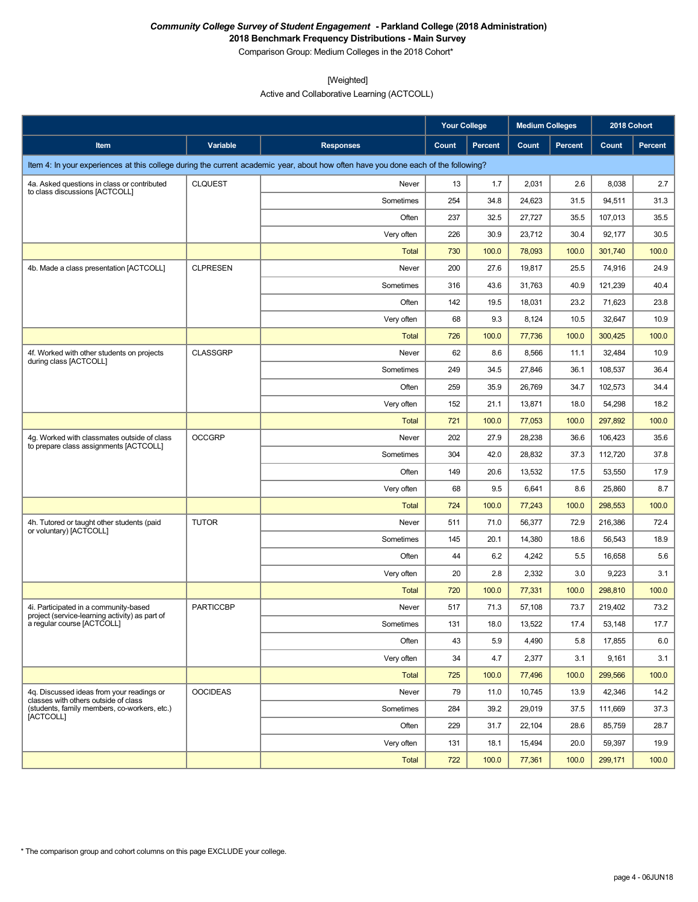*Community College Survey of Student Engagement* **- Parkland College (2018 Administration)**

**2018 Benchmark Frequency Distributions - Main Survey**

Comparison Group: Medium Colleges in the 2018 Cohort*

[Weighted]

Active and Collaborative Learning (ACTCOLL)

| | | | Your College | | Medium Colleges | | 2018 Cohort | |
|---|---|---|---|---|---|---|---|---|
| **Item** | **Variable** | **Responses** | **Count** | **Percent** | **Count** | **Percent** | **Count** | **Percent** |
| Item 4: In your experiences at this college during the current academic year, about how often have you done each of the following? | | | | | | | | |
| 4a. Asked questions in class or contributed to class discussions [ACTCOLL] | CLQUEST | Never | 13 | 1.7 | 2,031 | 2.6 | 8,038 | 2.7 |
| | | Sometimes | 254 | 34.8 | 24,623 | 31.5 | 94,511 | 31.3 |
| | | Often | 237 | 32.5 | 27,727 | 35.5 | 107,013 | 35.5 |
| | | Very often | 226 | 30.9 | 23,712 | 30.4 | 92,177 | 30.5 |
| | | Total | 730 | 100.0 | 78,093 | 100.0 | 301,740 | 100.0 |
| 4b. Made a class presentation [ACTCOLL] | CLPRESEN | Never | 200 | 27.6 | 19,817 | 25.5 | 74,916 | 24.9 |
| | | Sometimes | 316 | 43.6 | 31,763 | 40.9 | 121,239 | 40.4 |
| | | Often | 142 | 19.5 | 18,031 | 23.2 | 71,623 | 23.8 |
| | | Very often | 68 | 9.3 | 8,124 | 10.5 | 32,647 | 10.9 |
| | | Total | 726 | 100.0 | 77,736 | 100.0 | 300,425 | 100.0 |
| 4f. Worked with other students on projects during class [ACTCOLL] | CLASSGRP | Never | 62 | 8.6 | 8,566 | 11.1 | 32,484 | 10.9 |
| | | Sometimes | 249 | 34.5 | 27,846 | 36.1 | 108,537 | 36.4 |
| | | Often | 259 | 35.9 | 26,769 | 34.7 | 102,573 | 34.4 |
| | | Very often | 152 | 21.1 | 13,871 | 18.0 | 54,298 | 18.2 |
| | | Total | 721 | 100.0 | 77,053 | 100.0 | 297,892 | 100.0 |
| 4g. Worked with classmates outside of class to prepare class assignments [ACTCOLL] | OCCGRP | Never | 202 | 27.9 | 28,238 | 36.6 | 106,423 | 35.6 |
| | | Sometimes | 304 | 42.0 | 28,832 | 37.3 | 112,720 | 37.8 |
| | | Often | 149 | 20.6 | 13,532 | 17.5 | 53,550 | 17.9 |
| | | Very often | 68 | 9.5 | 6,641 | 8.6 | 25,860 | 8.7 |
| | | Total | 724 | 100.0 | 77,243 | 100.0 | 298,553 | 100.0 |
| 4h. Tutored or taught other students (paid or voluntary) [ACTCOLL] | TUTOR | Never | 511 | 71.0 | 56,377 | 72.9 | 216,386 | 72.4 |
| | | Sometimes | 145 | 20.1 | 14,380 | 18.6 | 56,543 | 18.9 |
| | | Often | 44 | 6.2 | 4,242 | 5.5 | 16,658 | 5.6 |
| | | Very often | 20 | 2.8 | 2,332 | 3.0 | 9,223 | 3.1 |
| | | Total | 720 | 100.0 | 77,331 | 100.0 | 298,810 | 100.0 |
| 4i. Participated in a community-based project (service-learning activity) as part of a regular course [ACTCOLL] | PARTICCBP | Never | 517 | 71.3 | 57,108 | 73.7 | 219,402 | 73.2 |
| | | Sometimes | 131 | 18.0 | 13,522 | 17.4 | 53,148 | 17.7 |
| | | Often | 43 | 5.9 | 4,490 | 5.8 | 17,855 | 6.0 |
| | | Very often | 34 | 4.7 | 2,377 | 3.1 | 9,161 | 3.1 |
| | | Total | 725 | 100.0 | 77,496 | 100.0 | 299,566 | 100.0 |
| 4q. Discussed ideas from your readings or classes with others outside of class (students, family members, co-workers, etc.) [ACTCOLL] | OOCIDEAS | Never | 79 | 11.0 | 10,745 | 13.9 | 42,346 | 14.2 |
| | | Sometimes | 284 | 39.2 | 29,019 | 37.5 | 111,669 | 37.3 |
| | | Often | 229 | 31.7 | 22,104 | 28.6 | 85,759 | 28.7 |
| | | Very often | 131 | 18.1 | 15,494 | 20.0 | 59,397 | 19.9 |
| | | Total | 722 | 100.0 | 77,361 | 100.0 | 299,171 | 100.0 |

* The comparison group and cohort columns on this page EXCLUDE your college.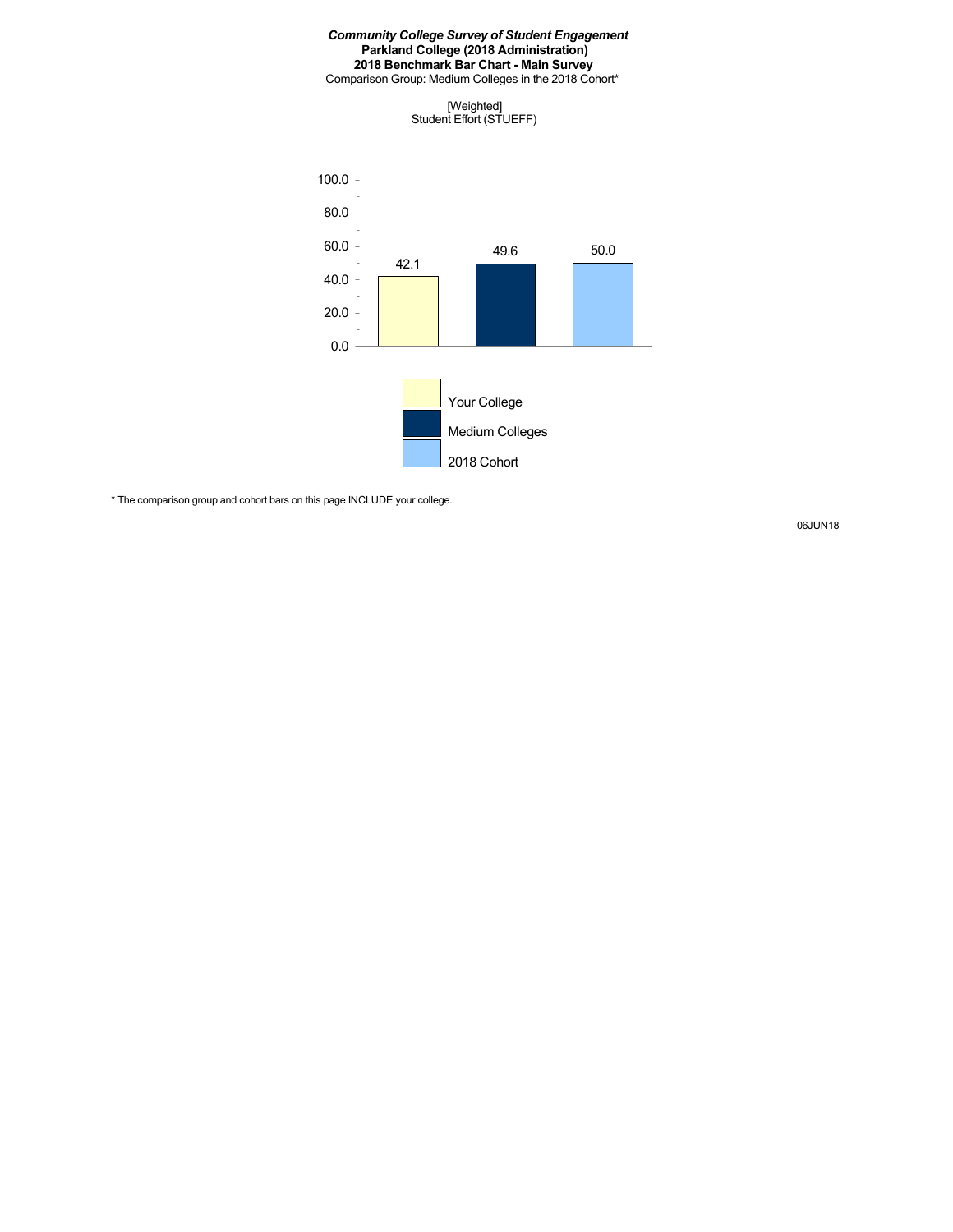***Community College Survey of Student Engagement***
**Parkland College (2018 Administration)**
**2018 Benchmark Bar Chart - Main Survey**
Comparison Group: Medium Colleges in the 2018 Cohort*

[Weighted]
Student Effort (STUEFF)

| Group | Score |
|---|---|
| Your College | 42.1 |
| Medium Colleges | 49.6 |
| 2018 Cohort | 50.0 |

* The comparison group and cohort bars on this page INCLUDE your college.

06JUN18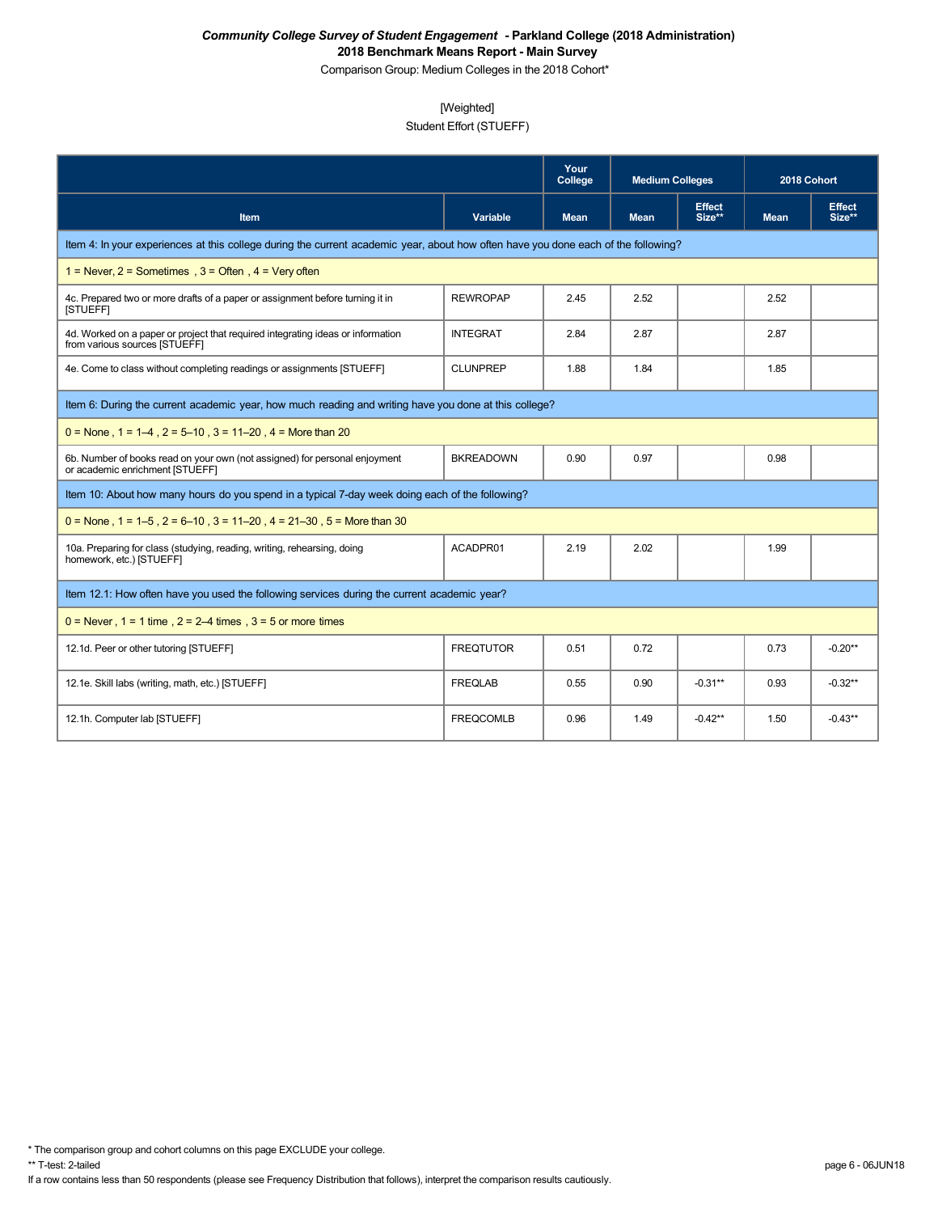***Community College Survey of Student Engagement* - Parkland College (2018 Administration)**
**2018 Benchmark Means Report - Main Survey**
Comparison Group: Medium Colleges in the 2018 Cohort*

[Weighted]
Student Effort (STUEFF)

| | | Your College | Medium Colleges | | 2018 Cohort | |
|---|---|---|---|---|---|---|
| **Item** | **Variable** | **Mean** | **Mean** | **Effect Size**** | **Mean** | **Effect Size**** |
| Item 4: In your experiences at this college during the current academic year, about how often have you done each of the following? | | | | | | |
| 1 = Never, 2 = Sometimes , 3 = Often , 4 = Very often | | | | | | |
| 4c. Prepared two or more drafts of a paper or assignment before turning it in [STUEFF] | REWROPAP | 2.45 | 2.52 | | 2.52 | |
| 4d. Worked on a paper or project that required integrating ideas or information from various sources [STUEFF] | INTEGRAT | 2.84 | 2.87 | | 2.87 | |
| 4e. Come to class without completing readings or assignments [STUEFF] | CLUNPREP | 1.88 | 1.84 | | 1.85 | |
| Item 6: During the current academic year, how much reading and writing have you done at this college? | | | | | | |
| 0 = None , 1 = 1–4 , 2 = 5–10 , 3 = 11–20 , 4 = More than 20 | | | | | | |
| 6b. Number of books read on your own (not assigned) for personal enjoyment or academic enrichment [STUEFF] | BKREADOWN | 0.90 | 0.97 | | 0.98 | |
| Item 10: About how many hours do you spend in a typical 7-day week doing each of the following? | | | | | | |
| 0 = None , 1 = 1–5 , 2 = 6–10 , 3 = 11–20 , 4 = 21–30 , 5 = More than 30 | | | | | | |
| 10a. Preparing for class (studying, reading, writing, rehearsing, doing homework, etc.) [STUEFF] | ACADPR01 | 2.19 | 2.02 | | 1.99 | |
| Item 12.1: How often have you used the following services during the current academic year? | | | | | | |
| 0 = Never , 1 = 1 time , 2 = 2–4 times , 3 = 5 or more times | | | | | | |
| 12.1d. Peer or other tutoring [STUEFF] | FREQTUTOR | 0.51 | 0.72 | | 0.73 | -0.20** |
| 12.1e. Skill labs (writing, math, etc.) [STUEFF] | FREQLAB | 0.55 | 0.90 | -0.31** | 0.93 | -0.32** |
| 12.1h. Computer lab [STUEFF] | FREQCOMLB | 0.96 | 1.49 | -0.42** | 1.50 | -0.43** |

* The comparison group and cohort columns on this page EXCLUDE your college.
** T-test: 2-tailed
If a row contains less than 50 respondents (please see Frequency Distribution that follows), interpret the comparison results cautiously.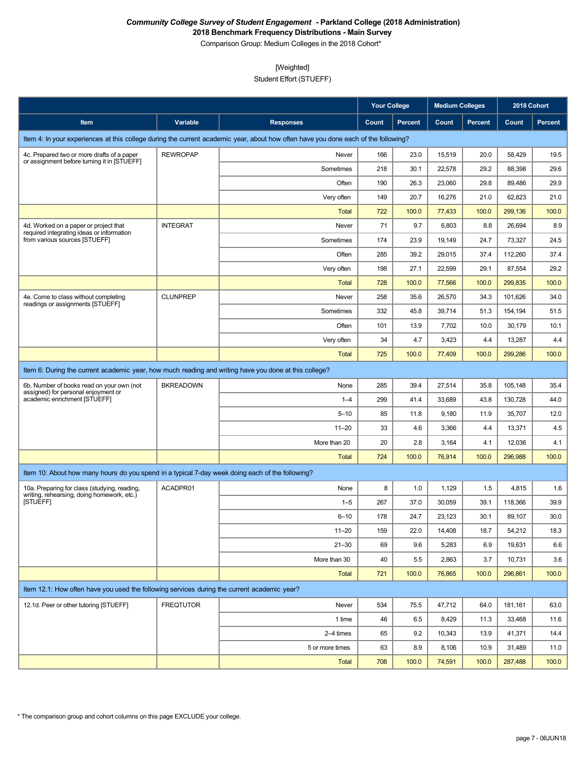***Community College Survey of Student Engagement* - Parkland College (2018 Administration)**
**2018 Benchmark Frequency Distributions - Main Survey**
Comparison Group: Medium Colleges in the 2018 Cohort*

[Weighted]
Student Effort (STUEFF)

| | | | Your College | | Medium Colleges | | 2018 Cohort | |
|---|---|---|---|---|---|---|---|---|
| **Item** | **Variable** | **Responses** | **Count** | **Percent** | **Count** | **Percent** | **Count** | **Percent** |
| Item 4: In your experiences at this college during the current academic year, about how often have you done each of the following? | | | | | | | | |
| 4c. Prepared two or more drafts of a paper or assignment before turning it in [STUEFF] | REWROPAP | Never | 166 | 23.0 | 15,519 | 20.0 | 58,429 | 19.5 |
| | | Sometimes | 218 | 30.1 | 22,578 | 29.2 | 88,398 | 29.6 |
| | | Often | 190 | 26.3 | 23,060 | 29.8 | 89,486 | 29.9 |
| | | Very often | 149 | 20.7 | 16,276 | 21.0 | 62,823 | 21.0 |
| | | Total | 722 | 100.0 | 77,433 | 100.0 | 299,136 | 100.0 |
| 4d. Worked on a paper or project that required integrating ideas or information from various sources [STUEFF] | INTEGRAT | Never | 71 | 9.7 | 6,803 | 8.8 | 26,694 | 8.9 |
| | | Sometimes | 174 | 23.9 | 19,149 | 24.7 | 73,327 | 24.5 |
| | | Often | 285 | 39.2 | 29,015 | 37.4 | 112,260 | 37.4 |
| | | Very often | 198 | 27.1 | 22,599 | 29.1 | 87,554 | 29.2 |
| | | Total | 728 | 100.0 | 77,566 | 100.0 | 299,835 | 100.0 |
| 4e. Come to class without completing readings or assignments [STUEFF] | CLUNPREP | Never | 258 | 35.6 | 26,570 | 34.3 | 101,626 | 34.0 |
| | | Sometimes | 332 | 45.8 | 39,714 | 51.3 | 154,194 | 51.5 |
| | | Often | 101 | 13.9 | 7,702 | 10.0 | 30,179 | 10.1 |
| | | Very often | 34 | 4.7 | 3,423 | 4.4 | 13,287 | 4.4 |
| | | Total | 725 | 100.0 | 77,409 | 100.0 | 299,286 | 100.0 |
| Item 6: During the current academic year, how much reading and writing have you done at this college? | | | | | | | | |
| 6b. Number of books read on your own (not assigned) for personal enjoyment or academic enrichment [STUEFF] | BKREADOWN | None | 285 | 39.4 | 27,514 | 35.8 | 105,148 | 35.4 |
| | | 1–4 | 299 | 41.4 | 33,689 | 43.8 | 130,728 | 44.0 |
| | | 5–10 | 85 | 11.8 | 9,180 | 11.9 | 35,707 | 12.0 |
| | | 11–20 | 33 | 4.6 | 3,366 | 4.4 | 13,371 | 4.5 |
| | | More than 20 | 20 | 2.8 | 3,164 | 4.1 | 12,036 | 4.1 |
| | | Total | 724 | 100.0 | 76,914 | 100.0 | 296,988 | 100.0 |
| Item 10: About how many hours do you spend in a typical 7-day week doing each of the following? | | | | | | | | |
| 10a. Preparing for class (studying, reading, writing, rehearsing, doing homework, etc.) [STUEFF] | ACADPR01 | None | 8 | 1.0 | 1,129 | 1.5 | 4,815 | 1.6 |
| | | 1–5 | 267 | 37.0 | 30,059 | 39.1 | 118,366 | 39.9 |
| | | 6–10 | 178 | 24.7 | 23,123 | 30.1 | 89,107 | 30.0 |
| | | 11–20 | 159 | 22.0 | 14,408 | 18.7 | 54,212 | 18.3 |
| | | 21–30 | 69 | 9.6 | 5,283 | 6.9 | 19,631 | 6.6 |
| | | More than 30 | 40 | 5.5 | 2,863 | 3.7 | 10,731 | 3.6 |
| | | Total | 721 | 100.0 | 76,865 | 100.0 | 296,861 | 100.0 |
| Item 12.1: How often have you used the following services during the current academic year? | | | | | | | | |
| 12.1d. Peer or other tutoring [STUEFF] | FREQTUTOR | Never | 534 | 75.5 | 47,712 | 64.0 | 181,161 | 63.0 |
| | | 1 time | 46 | 6.5 | 8,429 | 11.3 | 33,468 | 11.6 |
| | | 2–4 times | 65 | 9.2 | 10,343 | 13.9 | 41,371 | 14.4 |
| | | 5 or more times | 63 | 8.9 | 8,106 | 10.9 | 31,489 | 11.0 |
| | | Total | 708 | 100.0 | 74,591 | 100.0 | 287,488 | 100.0 |

* The comparison group and cohort columns on this page EXCLUDE your college.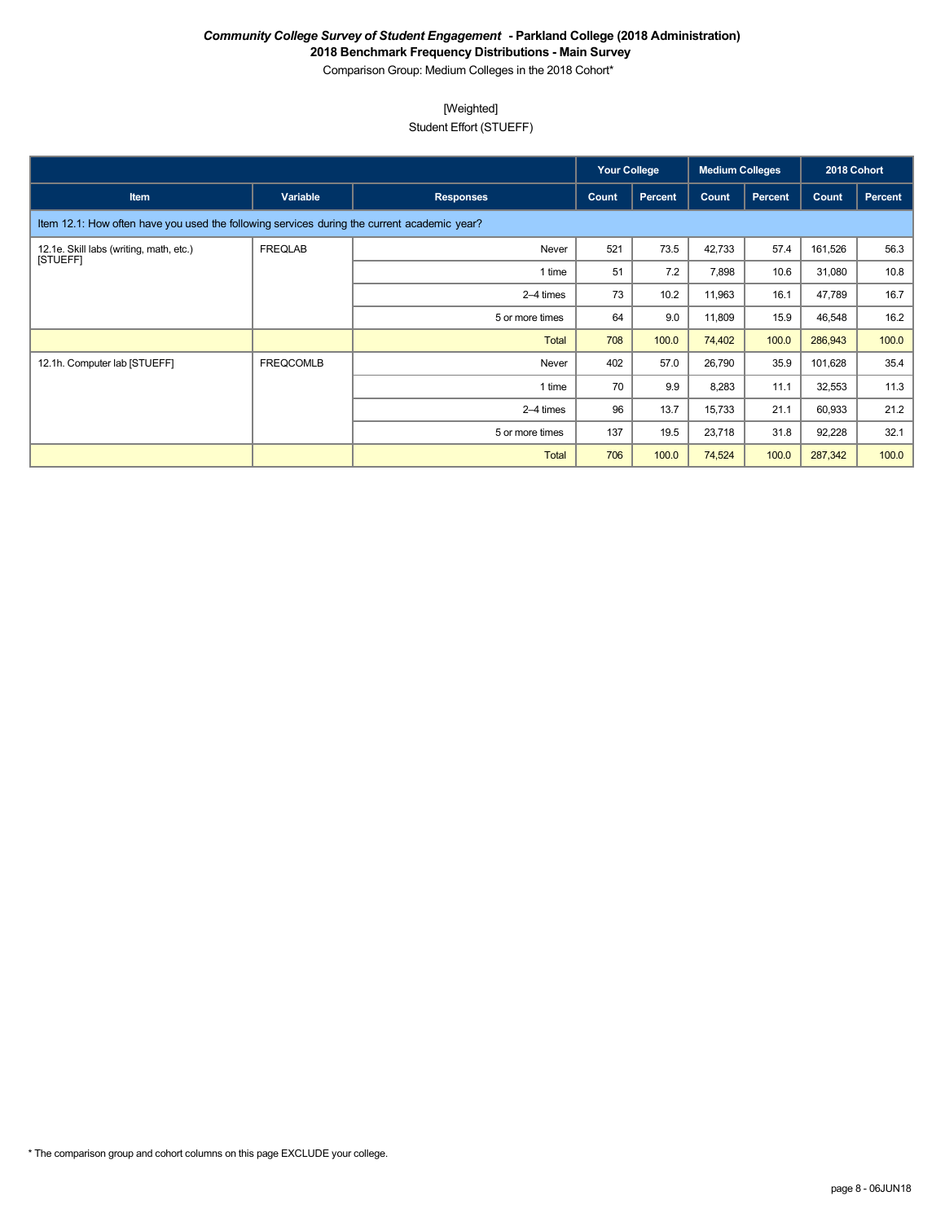***Community College Survey of Student Engagement* - Parkland College (2018 Administration)**
**2018 Benchmark Frequency Distributions - Main Survey**
Comparison Group: Medium Colleges in the 2018 Cohort*

[Weighted]
Student Effort (STUEFF)

| | | | Your College | | Medium Colleges | | 2018 Cohort | |
|---|---|---|---|---|---|---|---|---|
| **Item** | **Variable** | **Responses** | **Count** | **Percent** | **Count** | **Percent** | **Count** | **Percent** |
| Item 12.1: How often have you used the following services during the current academic year? | | | | | | | | |
| 12.1e. Skill labs (writing, math, etc.) [STUEFF] | FREQLAB | Never | 521 | 73.5 | 42,733 | 57.4 | 161,526 | 56.3 |
| | | 1 time | 51 | 7.2 | 7,898 | 10.6 | 31,080 | 10.8 |
| | | 2–4 times | 73 | 10.2 | 11,963 | 16.1 | 47,789 | 16.7 |
| | | 5 or more times | 64 | 9.0 | 11,809 | 15.9 | 46,548 | 16.2 |
| | | Total | 708 | 100.0 | 74,402 | 100.0 | 286,943 | 100.0 |
| 12.1h. Computer lab [STUEFF] | FREQCOMLB | Never | 402 | 57.0 | 26,790 | 35.9 | 101,628 | 35.4 |
| | | 1 time | 70 | 9.9 | 8,283 | 11.1 | 32,553 | 11.3 |
| | | 2–4 times | 96 | 13.7 | 15,733 | 21.1 | 60,933 | 21.2 |
| | | 5 or more times | 137 | 19.5 | 23,718 | 31.8 | 92,228 | 32.1 |
| | | Total | 706 | 100.0 | 74,524 | 100.0 | 287,342 | 100.0 |

* The comparison group and cohort columns on this page EXCLUDE your college.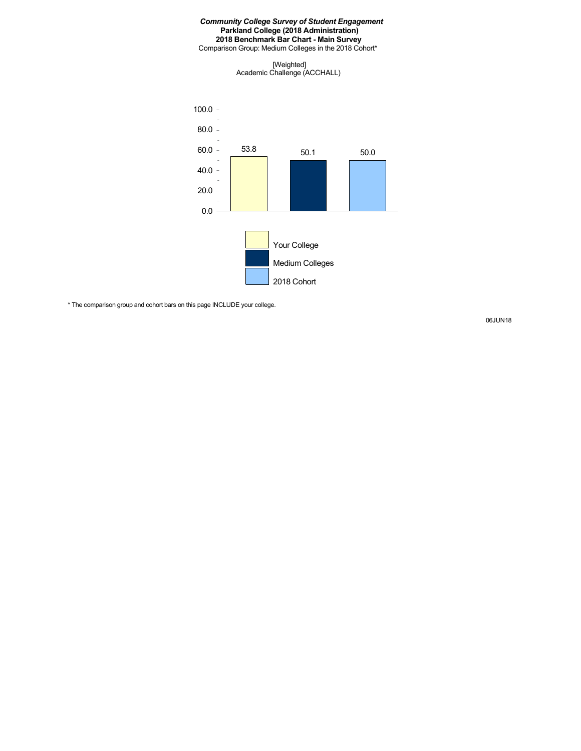***Community College Survey of Student Engagement***
**Parkland College (2018 Administration)**
**2018 Benchmark Bar Chart - Main Survey**
Comparison Group: Medium Colleges in the 2018 Cohort*

[Weighted]
Academic Challenge (ACCHALL)

| | Your College | Medium Colleges | 2018 Cohort |
|---|---|---|---|
| Academic Challenge (ACCHALL) | 53.8 | 50.1 | 50.0 |

\* The comparison group and cohort bars on this page INCLUDE your college.

06JUN18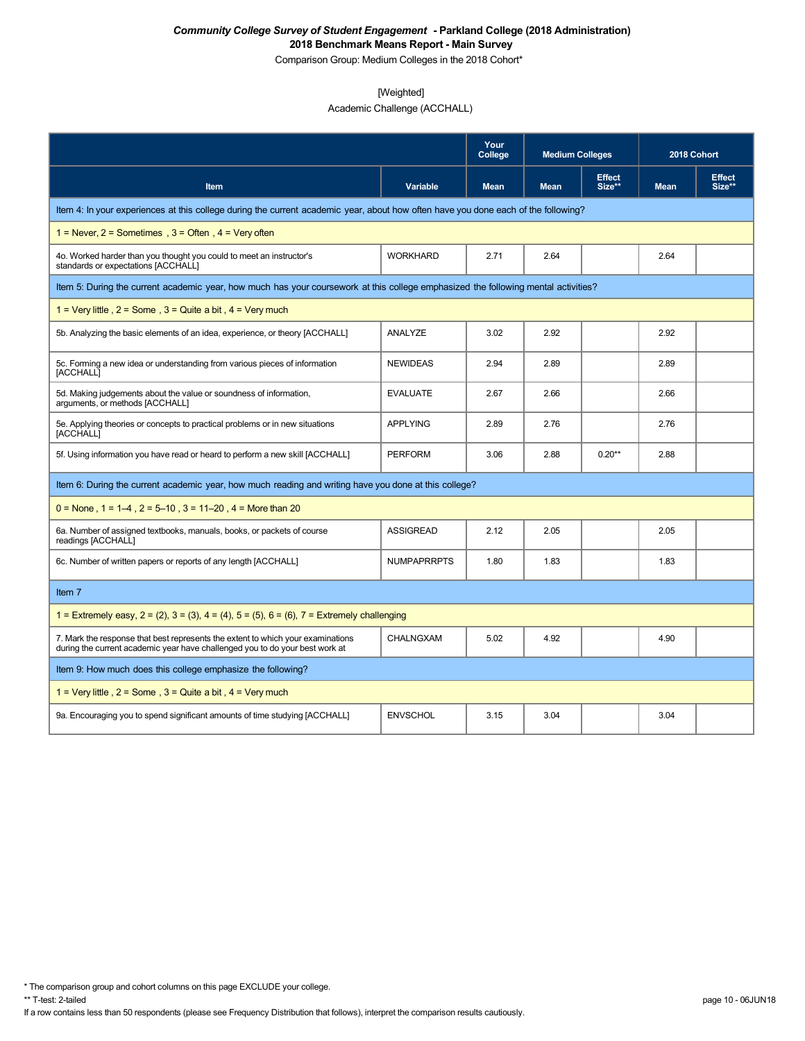***Community College Survey of Student Engagement* - Parkland College (2018 Administration)**

**2018 Benchmark Means Report - Main Survey**

Comparison Group: Medium Colleges in the 2018 Cohort*

[Weighted]

Academic Challenge (ACCHALL)

| | | Your College | Medium Colleges | | 2018 Cohort | |
|---|---|---|---|---|---|---|
| **Item** | **Variable** | **Mean** | **Mean** | **Effect Size**** | **Mean** | **Effect Size**** |
| Item 4: In your experiences at this college during the current academic year, about how often have you done each of the following? | | | | | | |
| 1 = Never, 2 = Sometimes , 3 = Often , 4 = Very often | | | | | | |
| 4o. Worked harder than you thought you could to meet an instructor's standards or expectations [ACCHALL] | WORKHARD | 2.71 | 2.64 | | 2.64 | |
| Item 5: During the current academic year, how much has your coursework at this college emphasized the following mental activities? | | | | | | |
| 1 = Very little , 2 = Some , 3 = Quite a bit , 4 = Very much | | | | | | |
| 5b. Analyzing the basic elements of an idea, experience, or theory [ACCHALL] | ANALYZE | 3.02 | 2.92 | | 2.92 | |
| 5c. Forming a new idea or understanding from various pieces of information [ACCHALL] | NEWIDEAS | 2.94 | 2.89 | | 2.89 | |
| 5d. Making judgements about the value or soundness of information, arguments, or methods [ACCHALL] | EVALUATE | 2.67 | 2.66 | | 2.66 | |
| 5e. Applying theories or concepts to practical problems or in new situations [ACCHALL] | APPLYING | 2.89 | 2.76 | | 2.76 | |
| 5f. Using information you have read or heard to perform a new skill [ACCHALL] | PERFORM | 3.06 | 2.88 | 0.20** | 2.88 | |
| Item 6: During the current academic year, how much reading and writing have you done at this college? | | | | | | |
| 0 = None , 1 = 1–4 , 2 = 5–10 , 3 = 11–20 , 4 = More than 20 | | | | | | |
| 6a. Number of assigned textbooks, manuals, books, or packets of course readings [ACCHALL] | ASSIGREAD | 2.12 | 2.05 | | 2.05 | |
| 6c. Number of written papers or reports of any length [ACCHALL] | NUMPAPRRPTS | 1.80 | 1.83 | | 1.83 | |
| Item 7 | | | | | | |
| 1 = Extremely easy, 2 = (2), 3 = (3), 4 = (4), 5 = (5), 6 = (6), 7 = Extremely challenging | | | | | | |
| 7. Mark the response that best represents the extent to which your examinations during the current academic year have challenged you to do your best work at | CHALNGXAM | 5.02 | 4.92 | | 4.90 | |
| Item 9: How much does this college emphasize the following? | | | | | | |
| 1 = Very little , 2 = Some , 3 = Quite a bit , 4 = Very much | | | | | | |
| 9a. Encouraging you to spend significant amounts of time studying [ACCHALL] | ENVSCHOL | 3.15 | 3.04 | | 3.04 | |

\* The comparison group and cohort columns on this page EXCLUDE your college.

** T-test: 2-tailed

If a row contains less than 50 respondents (please see Frequency Distribution that follows), interpret the comparison results cautiously.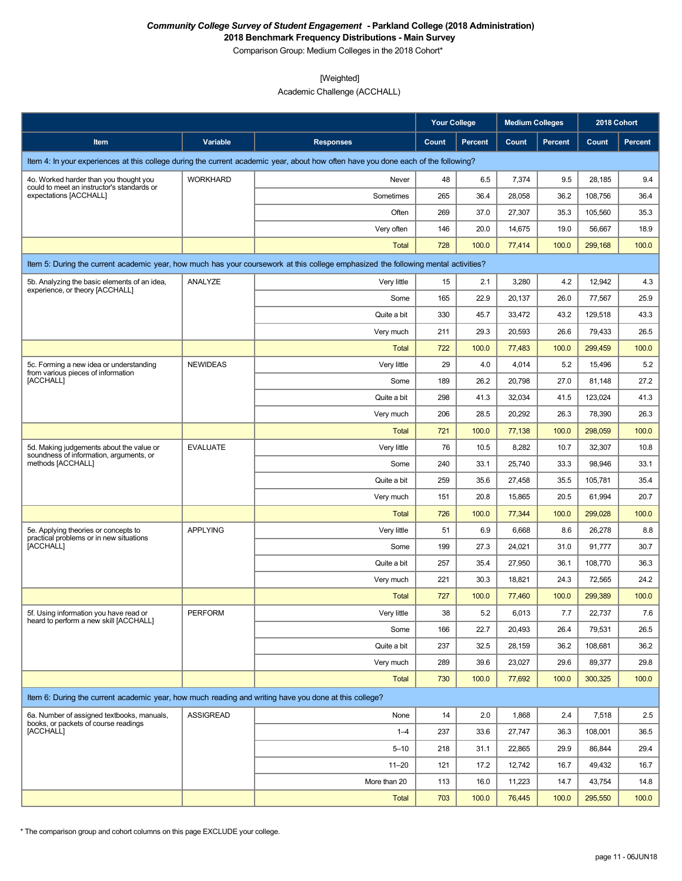***Community College Survey of Student Engagement* - Parkland College (2018 Administration)**
**2018 Benchmark Frequency Distributions - Main Survey**
Comparison Group: Medium Colleges in the 2018 Cohort*

[Weighted]
Academic Challenge (ACCHALL)

| | | | Your College | | Medium Colleges | | 2018 Cohort | |
|---|---|---|---|---|---|---|---|---|
| **Item** | **Variable** | **Responses** | **Count** | **Percent** | **Count** | **Percent** | **Count** | **Percent** |
| Item 4: In your experiences at this college during the current academic year, about how often have you done each of the following? | | | | | | | | |
| 4o. Worked harder than you thought you could to meet an instructor's standards or expectations [ACCHALL] | WORKHARD | Never | 48 | 6.5 | 7,374 | 9.5 | 28,185 | 9.4 |
| | | Sometimes | 265 | 36.4 | 28,058 | 36.2 | 108,756 | 36.4 |
| | | Often | 269 | 37.0 | 27,307 | 35.3 | 105,560 | 35.3 |
| | | Very often | 146 | 20.0 | 14,675 | 19.0 | 56,667 | 18.9 |
| | | Total | 728 | 100.0 | 77,414 | 100.0 | 299,168 | 100.0 |
| Item 5: During the current academic year, how much has your coursework at this college emphasized the following mental activities? | | | | | | | | |
| 5b. Analyzing the basic elements of an idea, experience, or theory [ACCHALL] | ANALYZE | Very little | 15 | 2.1 | 3,280 | 4.2 | 12,942 | 4.3 |
| | | Some | 165 | 22.9 | 20,137 | 26.0 | 77,567 | 25.9 |
| | | Quite a bit | 330 | 45.7 | 33,472 | 43.2 | 129,518 | 43.3 |
| | | Very much | 211 | 29.3 | 20,593 | 26.6 | 79,433 | 26.5 |
| | | Total | 722 | 100.0 | 77,483 | 100.0 | 299,459 | 100.0 |
| 5c. Forming a new idea or understanding from various pieces of information [ACCHALL] | NEWIDEAS | Very little | 29 | 4.0 | 4,014 | 5.2 | 15,496 | 5.2 |
| | | Some | 189 | 26.2 | 20,798 | 27.0 | 81,148 | 27.2 |
| | | Quite a bit | 298 | 41.3 | 32,034 | 41.5 | 123,024 | 41.3 |
| | | Very much | 206 | 28.5 | 20,292 | 26.3 | 78,390 | 26.3 |
| | | Total | 721 | 100.0 | 77,138 | 100.0 | 298,059 | 100.0 |
| 5d. Making judgements about the value or soundness of information, arguments, or methods [ACCHALL] | EVALUATE | Very little | 76 | 10.5 | 8,282 | 10.7 | 32,307 | 10.8 |
| | | Some | 240 | 33.1 | 25,740 | 33.3 | 98,946 | 33.1 |
| | | Quite a bit | 259 | 35.6 | 27,458 | 35.5 | 105,781 | 35.4 |
| | | Very much | 151 | 20.8 | 15,865 | 20.5 | 61,994 | 20.7 |
| | | Total | 726 | 100.0 | 77,344 | 100.0 | 299,028 | 100.0 |
| 5e. Applying theories or concepts to practical problems or in new situations [ACCHALL] | APPLYING | Very little | 51 | 6.9 | 6,668 | 8.6 | 26,278 | 8.8 |
| | | Some | 199 | 27.3 | 24,021 | 31.0 | 91,777 | 30.7 |
| | | Quite a bit | 257 | 35.4 | 27,950 | 36.1 | 108,770 | 36.3 |
| | | Very much | 221 | 30.3 | 18,821 | 24.3 | 72,565 | 24.2 |
| | | Total | 727 | 100.0 | 77,460 | 100.0 | 299,389 | 100.0 |
| 5f. Using information you have read or heard to perform a new skill [ACCHALL] | PERFORM | Very little | 38 | 5.2 | 6,013 | 7.7 | 22,737 | 7.6 |
| | | Some | 166 | 22.7 | 20,493 | 26.4 | 79,531 | 26.5 |
| | | Quite a bit | 237 | 32.5 | 28,159 | 36.2 | 108,681 | 36.2 |
| | | Very much | 289 | 39.6 | 23,027 | 29.6 | 89,377 | 29.8 |
| | | Total | 730 | 100.0 | 77,692 | 100.0 | 300,325 | 100.0 |
| Item 6: During the current academic year, how much reading and writing have you done at this college? | | | | | | | | |
| 6a. Number of assigned textbooks, manuals, books, or packets of course readings [ACCHALL] | ASSIGREAD | None | 14 | 2.0 | 1,868 | 2.4 | 7,518 | 2.5 |
| | | 1–4 | 237 | 33.6 | 27,747 | 36.3 | 108,001 | 36.5 |
| | | 5–10 | 218 | 31.1 | 22,865 | 29.9 | 86,844 | 29.4 |
| | | 11–20 | 121 | 17.2 | 12,742 | 16.7 | 49,432 | 16.7 |
| | | More than 20 | 113 | 16.0 | 11,223 | 14.7 | 43,754 | 14.8 |
| | | Total | 703 | 100.0 | 76,445 | 100.0 | 295,550 | 100.0 |

\* The comparison group and cohort columns on this page EXCLUDE your college.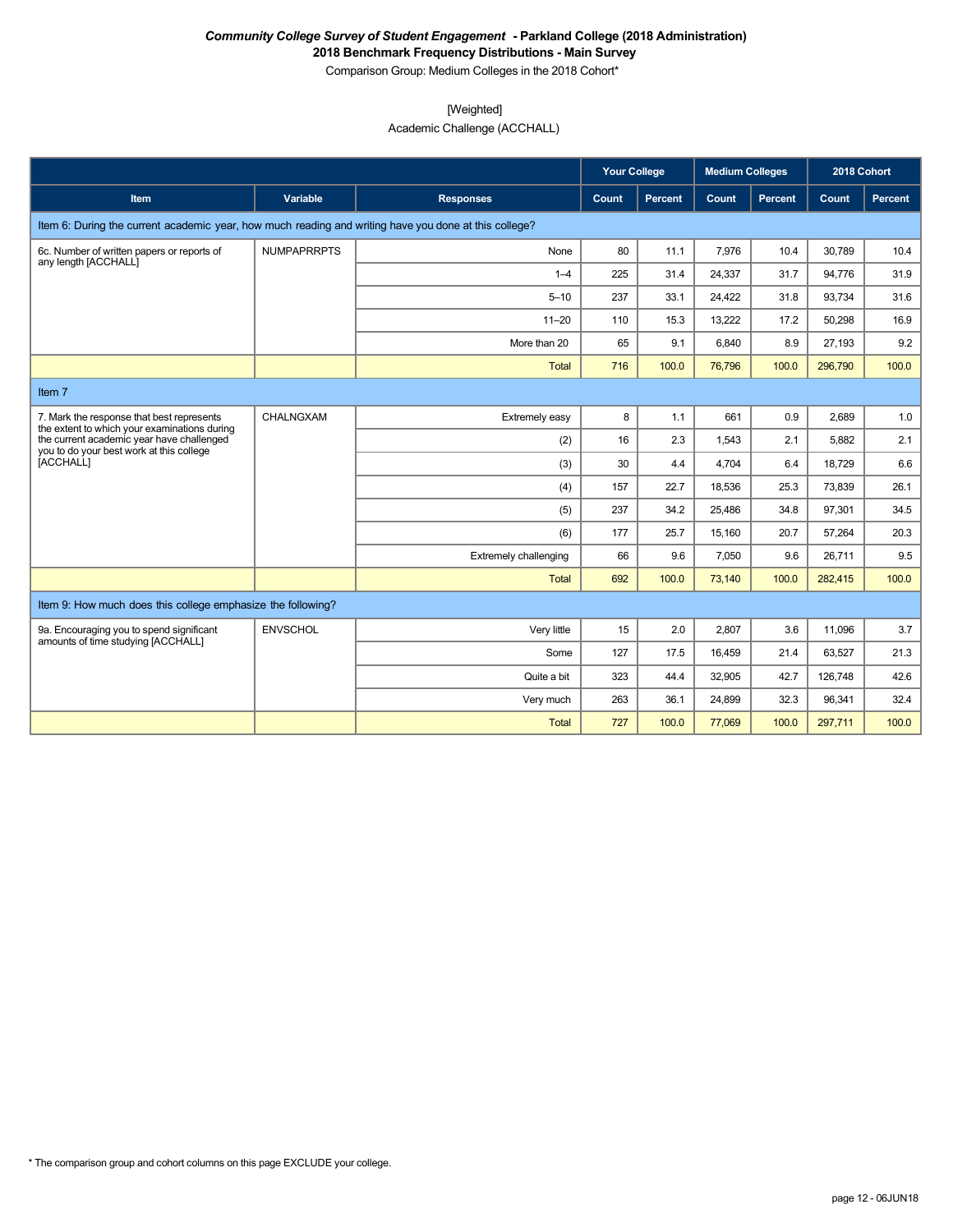***Community College Survey of Student Engagement* - Parkland College (2018 Administration)**
**2018 Benchmark Frequency Distributions - Main Survey**
Comparison Group: Medium Colleges in the 2018 Cohort*

[Weighted]
Academic Challenge (ACCHALL)

| | | | Your College | | Medium Colleges | | 2018 Cohort | |
|---|---|---|---|---|---|---|---|---|
| **Item** | **Variable** | **Responses** | **Count** | **Percent** | **Count** | **Percent** | **Count** | **Percent** |
| Item 6: During the current academic year, how much reading and writing have you done at this college? | | | | | | | | |
| 6c. Number of written papers or reports of any length [ACCHALL] | NUMPAPRRPTS | None | 80 | 11.1 | 7,976 | 10.4 | 30,789 | 10.4 |
| | | 1–4 | 225 | 31.4 | 24,337 | 31.7 | 94,776 | 31.9 |
| | | 5–10 | 237 | 33.1 | 24,422 | 31.8 | 93,734 | 31.6 |
| | | 11–20 | 110 | 15.3 | 13,222 | 17.2 | 50,298 | 16.9 |
| | | More than 20 | 65 | 9.1 | 6,840 | 8.9 | 27,193 | 9.2 |
| | | Total | 716 | 100.0 | 76,796 | 100.0 | 296,790 | 100.0 |
| Item 7 | | | | | | | | |
| 7. Mark the response that best represents the extent to which your examinations during the current academic year have challenged you to do your best work at this college [ACCHALL] | CHALNGXAM | Extremely easy | 8 | 1.1 | 661 | 0.9 | 2,689 | 1.0 |
| | | (2) | 16 | 2.3 | 1,543 | 2.1 | 5,882 | 2.1 |
| | | (3) | 30 | 4.4 | 4,704 | 6.4 | 18,729 | 6.6 |
| | | (4) | 157 | 22.7 | 18,536 | 25.3 | 73,839 | 26.1 |
| | | (5) | 237 | 34.2 | 25,486 | 34.8 | 97,301 | 34.5 |
| | | (6) | 177 | 25.7 | 15,160 | 20.7 | 57,264 | 20.3 |
| | | Extremely challenging | 66 | 9.6 | 7,050 | 9.6 | 26,711 | 9.5 |
| | | Total | 692 | 100.0 | 73,140 | 100.0 | 282,415 | 100.0 |
| Item 9: How much does this college emphasize the following? | | | | | | | | |
| 9a. Encouraging you to spend significant amounts of time studying [ACCHALL] | ENVSCHOL | Very little | 15 | 2.0 | 2,807 | 3.6 | 11,096 | 3.7 |
| | | Some | 127 | 17.5 | 16,459 | 21.4 | 63,527 | 21.3 |
| | | Quite a bit | 323 | 44.4 | 32,905 | 42.7 | 126,748 | 42.6 |
| | | Very much | 263 | 36.1 | 24,899 | 32.3 | 96,341 | 32.4 |
| | | Total | 727 | 100.0 | 77,069 | 100.0 | 297,711 | 100.0 |

* The comparison group and cohort columns on this page EXCLUDE your college.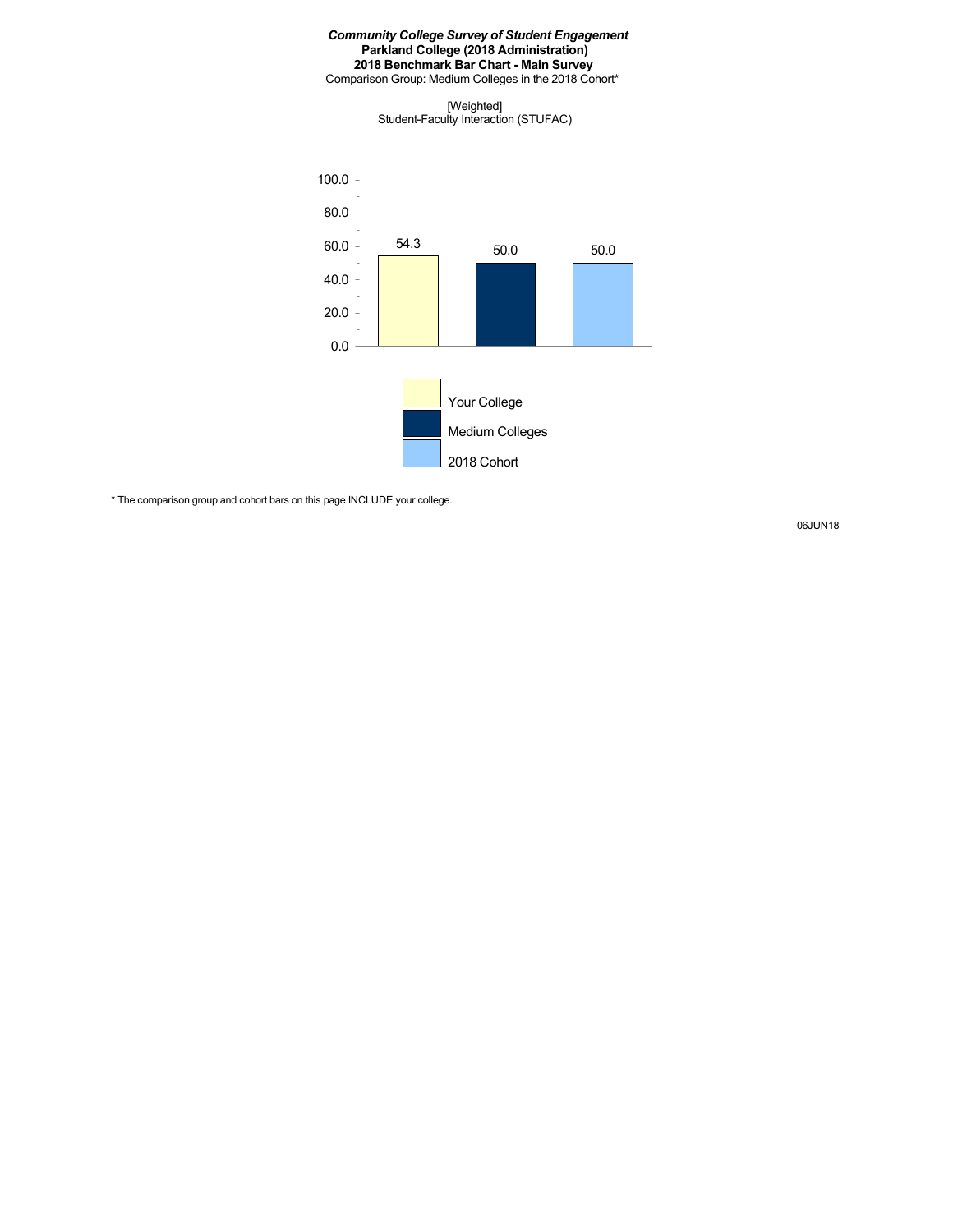***Community College Survey of Student Engagement***
**Parkland College (2018 Administration)**
**2018 Benchmark Bar Chart - Main Survey**
Comparison Group: Medium Colleges in the 2018 Cohort*

[Weighted]
Student-Faculty Interaction (STUFAC)

| | Your College | Medium Colleges | 2018 Cohort |
|---|---|---|---|
| Student-Faculty Interaction (STUFAC) | 54.3 | 50.0 | 50.0 |

* The comparison group and cohort bars on this page INCLUDE your college.

06JUN18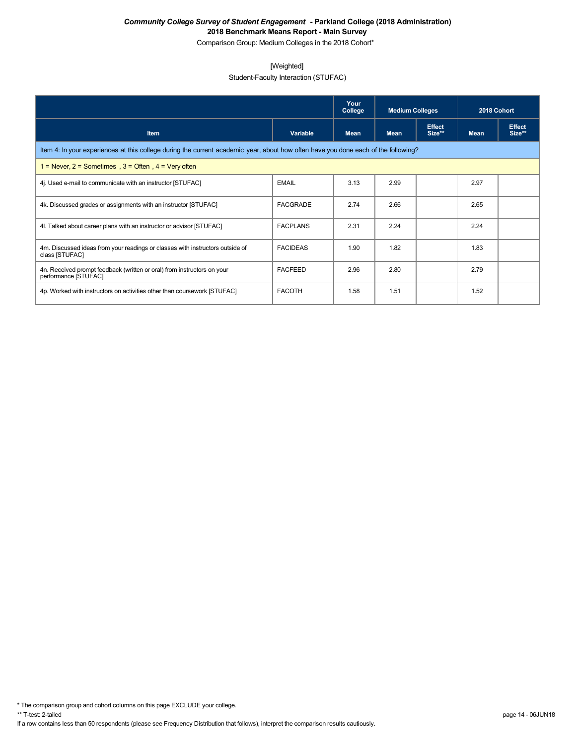***Community College Survey of Student Engagement* - Parkland College (2018 Administration)**
**2018 Benchmark Means Report - Main Survey**
Comparison Group: Medium Colleges in the 2018 Cohort*

[Weighted]
Student-Faculty Interaction (STUFAC)

| | | Your College | Medium Colleges | | 2018 Cohort | |
|---|---|---|---|---|---|---|
| **Item** | **Variable** | **Mean** | **Mean** | **Effect Size**** | **Mean** | **Effect Size**** |
| Item 4: In your experiences at this college during the current academic year, about how often have you done each of the following? | | | | | | |
| 1 = Never, 2 = Sometimes , 3 = Often , 4 = Very often | | | | | | |
| 4j. Used e-mail to communicate with an instructor [STUFAC] | EMAIL | 3.13 | 2.99 | | 2.97 | |
| 4k. Discussed grades or assignments with an instructor [STUFAC] | FACGRADE | 2.74 | 2.66 | | 2.65 | |
| 4l. Talked about career plans with an instructor or advisor [STUFAC] | FACPLANS | 2.31 | 2.24 | | 2.24 | |
| 4m. Discussed ideas from your readings or classes with instructors outside of class [STUFAC] | FACIDEAS | 1.90 | 1.82 | | 1.83 | |
| 4n. Received prompt feedback (written or oral) from instructors on your performance [STUFAC] | FACFEED | 2.96 | 2.80 | | 2.79 | |
| 4p. Worked with instructors on activities other than coursework [STUFAC] | FACOTH | 1.58 | 1.51 | | 1.52 | |

\* The comparison group and cohort columns on this page EXCLUDE your college.
** T-test: 2-tailed
If a row contains less than 50 respondents (please see Frequency Distribution that follows), interpret the comparison results cautiously.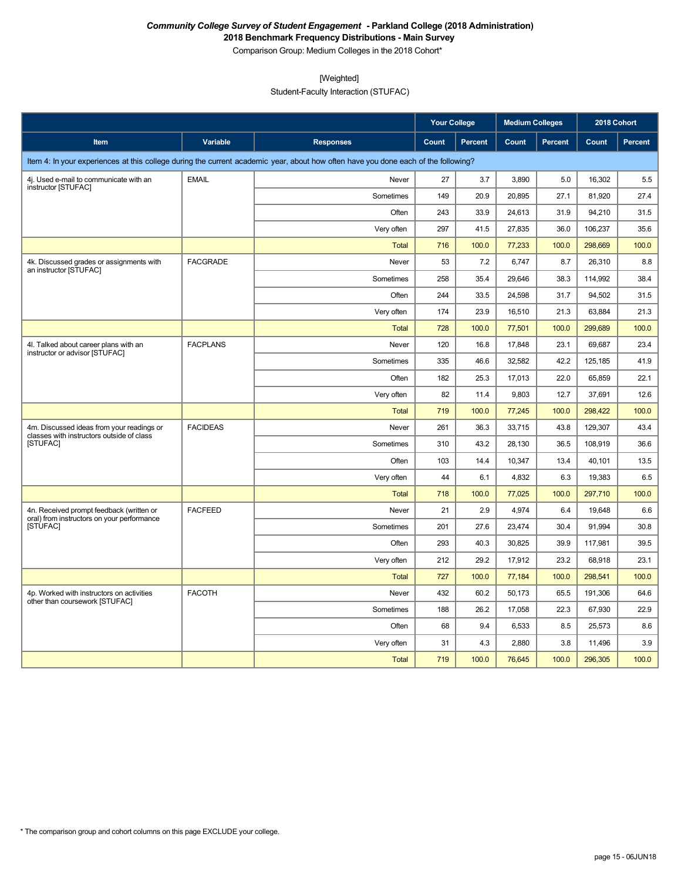***Community College Survey of Student Engagement* - Parkland College (2018 Administration)**

**2018 Benchmark Frequency Distributions - Main Survey**

Comparison Group: Medium Colleges in the 2018 Cohort*

[Weighted]

Student-Faculty Interaction (STUFAC)

| | | | Your College | | Medium Colleges | | 2018 Cohort | |
|---|---|---|---|---|---|---|---|---|
| **Item** | **Variable** | **Responses** | **Count** | **Percent** | **Count** | **Percent** | **Count** | **Percent** |
| Item 4: In your experiences at this college during the current academic year, about how often have you done each of the following? | | | | | | | | |
| 4j. Used e-mail to communicate with an instructor [STUFAC] | EMAIL | Never | 27 | 3.7 | 3,890 | 5.0 | 16,302 | 5.5 |
| | | Sometimes | 149 | 20.9 | 20,895 | 27.1 | 81,920 | 27.4 |
| | | Often | 243 | 33.9 | 24,613 | 31.9 | 94,210 | 31.5 |
| | | Very often | 297 | 41.5 | 27,835 | 36.0 | 106,237 | 35.6 |
| | | Total | 716 | 100.0 | 77,233 | 100.0 | 298,669 | 100.0 |
| 4k. Discussed grades or assignments with an instructor [STUFAC] | FACGRADE | Never | 53 | 7.2 | 6,747 | 8.7 | 26,310 | 8.8 |
| | | Sometimes | 258 | 35.4 | 29,646 | 38.3 | 114,992 | 38.4 |
| | | Often | 244 | 33.5 | 24,598 | 31.7 | 94,502 | 31.5 |
| | | Very often | 174 | 23.9 | 16,510 | 21.3 | 63,884 | 21.3 |
| | | Total | 728 | 100.0 | 77,501 | 100.0 | 299,689 | 100.0 |
| 4l. Talked about career plans with an instructor or advisor [STUFAC] | FACPLANS | Never | 120 | 16.8 | 17,848 | 23.1 | 69,687 | 23.4 |
| | | Sometimes | 335 | 46.6 | 32,582 | 42.2 | 125,185 | 41.9 |
| | | Often | 182 | 25.3 | 17,013 | 22.0 | 65,859 | 22.1 |
| | | Very often | 82 | 11.4 | 9,803 | 12.7 | 37,691 | 12.6 |
| | | Total | 719 | 100.0 | 77,245 | 100.0 | 298,422 | 100.0 |
| 4m. Discussed ideas from your readings or classes with instructors outside of class [STUFAC] | FACIDEAS | Never | 261 | 36.3 | 33,715 | 43.8 | 129,307 | 43.4 |
| | | Sometimes | 310 | 43.2 | 28,130 | 36.5 | 108,919 | 36.6 |
| | | Often | 103 | 14.4 | 10,347 | 13.4 | 40,101 | 13.5 |
| | | Very often | 44 | 6.1 | 4,832 | 6.3 | 19,383 | 6.5 |
| | | Total | 718 | 100.0 | 77,025 | 100.0 | 297,710 | 100.0 |
| 4n. Received prompt feedback (written or oral) from instructors on your performance [STUFAC] | FACFEED | Never | 21 | 2.9 | 4,974 | 6.4 | 19,648 | 6.6 |
| | | Sometimes | 201 | 27.6 | 23,474 | 30.4 | 91,994 | 30.8 |
| | | Often | 293 | 40.3 | 30,825 | 39.9 | 117,981 | 39.5 |
| | | Very often | 212 | 29.2 | 17,912 | 23.2 | 68,918 | 23.1 |
| | | Total | 727 | 100.0 | 77,184 | 100.0 | 298,541 | 100.0 |
| 4p. Worked with instructors on activities other than coursework [STUFAC] | FACOTH | Never | 432 | 60.2 | 50,173 | 65.5 | 191,306 | 64.6 |
| | | Sometimes | 188 | 26.2 | 17,058 | 22.3 | 67,930 | 22.9 |
| | | Often | 68 | 9.4 | 6,533 | 8.5 | 25,573 | 8.6 |
| | | Very often | 31 | 4.3 | 2,880 | 3.8 | 11,496 | 3.9 |
| | | Total | 719 | 100.0 | 76,645 | 100.0 | 296,305 | 100.0 |

* The comparison group and cohort columns on this page EXCLUDE your college.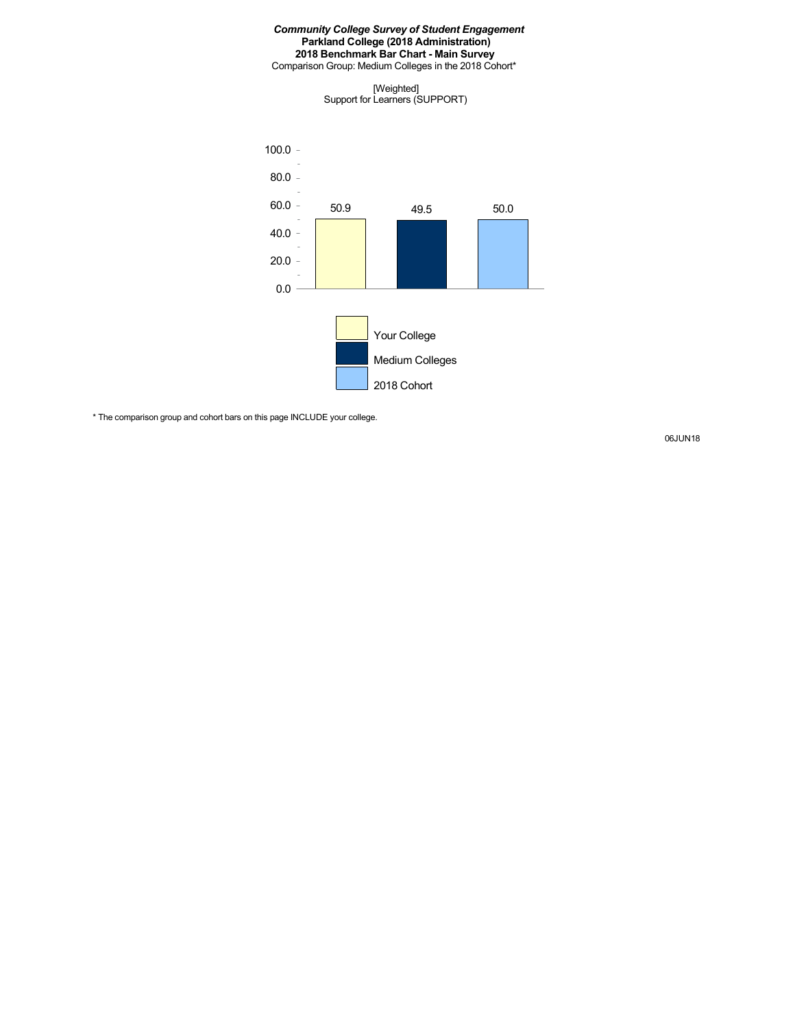***Community College Survey of Student Engagement***
**Parkland College (2018 Administration)**
**2018 Benchmark Bar Chart - Main Survey**
Comparison Group: Medium Colleges in the 2018 Cohort*

[Weighted]
Support for Learners (SUPPORT)

| | Your College | Medium Colleges | 2018 Cohort |
|---|---|---|---|
| Support for Learners (SUPPORT) | 50.9 | 49.5 | 50.0 |

* The comparison group and cohort bars on this page INCLUDE your college.

06JUN18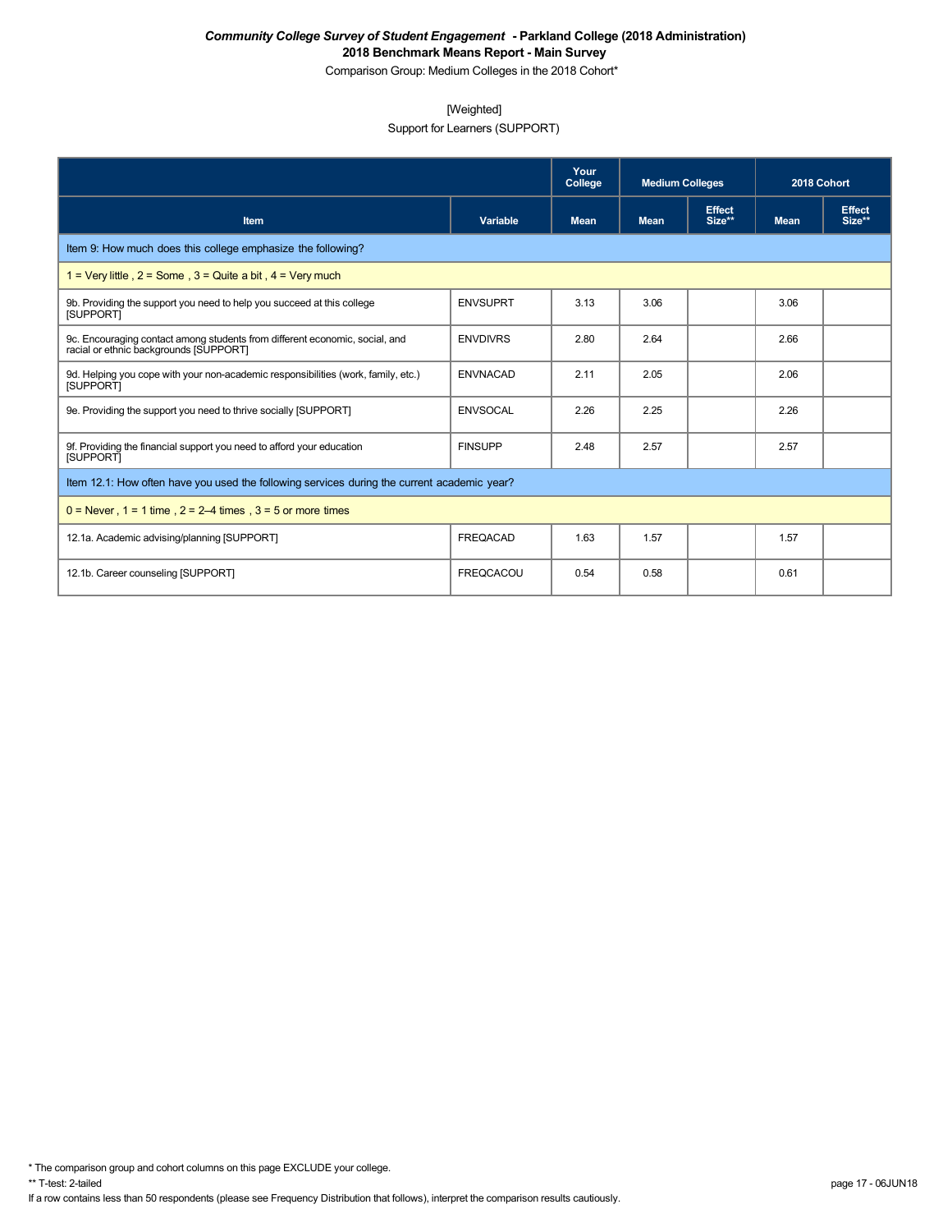***Community College Survey of Student Engagement* - Parkland College (2018 Administration)**
**2018 Benchmark Means Report - Main Survey**
Comparison Group: Medium Colleges in the 2018 Cohort*

[Weighted]
Support for Learners (SUPPORT)

| | | Your College | Medium Colleges | | 2018 Cohort | |
|---|---|---|---|---|---|---|
| **Item** | **Variable** | **Mean** | **Mean** | **Effect Size**** | **Mean** | **Effect Size**** |
| Item 9: How much does this college emphasize the following? | | | | | | |
| 1 = Very little , 2 = Some , 3 = Quite a bit , 4 = Very much | | | | | | |
| 9b. Providing the support you need to help you succeed at this college [SUPPORT] | ENVSUPRT | 3.13 | 3.06 | | 3.06 | |
| 9c. Encouraging contact among students from different economic, social, and racial or ethnic backgrounds [SUPPORT] | ENVDIVRS | 2.80 | 2.64 | | 2.66 | |
| 9d. Helping you cope with your non-academic responsibilities (work, family, etc.) [SUPPORT] | ENVNACAD | 2.11 | 2.05 | | 2.06 | |
| 9e. Providing the support you need to thrive socially [SUPPORT] | ENVSOCAL | 2.26 | 2.25 | | 2.26 | |
| 9f. Providing the financial support you need to afford your education [SUPPORT] | FINSUPP | 2.48 | 2.57 | | 2.57 | |
| Item 12.1: How often have you used the following services during the current academic year? | | | | | | |
| 0 = Never , 1 = 1 time , 2 = 2–4 times , 3 = 5 or more times | | | | | | |
| 12.1a. Academic advising/planning [SUPPORT] | FREQACAD | 1.63 | 1.57 | | 1.57 | |
| 12.1b. Career counseling [SUPPORT] | FREQCACOU | 0.54 | 0.58 | | 0.61 | |

\* The comparison group and cohort columns on this page EXCLUDE your college.
** T-test: 2-tailed
If a row contains less than 50 respondents (please see Frequency Distribution that follows), interpret the comparison results cautiously.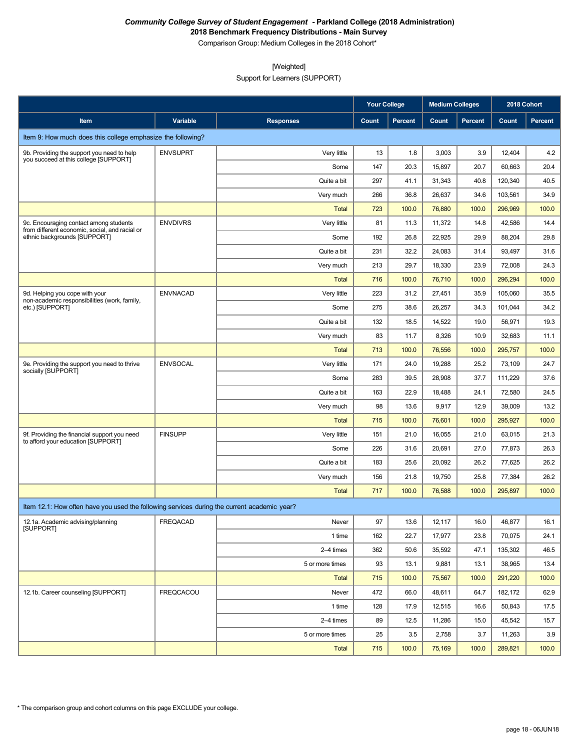***Community College Survey of Student Engagement* - Parkland College (2018 Administration)**
**2018 Benchmark Frequency Distributions - Main Survey**
Comparison Group: Medium Colleges in the 2018 Cohort*

[Weighted]
Support for Learners (SUPPORT)

| | | | Your College | | Medium Colleges | | 2018 Cohort | |
|---|---|---|---|---|---|---|---|---|
| **Item** | **Variable** | **Responses** | **Count** | **Percent** | **Count** | **Percent** | **Count** | **Percent** |
| Item 9: How much does this college emphasize the following? | | | | | | | | |
| 9b. Providing the support you need to help you succeed at this college [SUPPORT] | ENVSUPRT | Very little | 13 | 1.8 | 3,003 | 3.9 | 12,404 | 4.2 |
| | | Some | 147 | 20.3 | 15,897 | 20.7 | 60,663 | 20.4 |
| | | Quite a bit | 297 | 41.1 | 31,343 | 40.8 | 120,340 | 40.5 |
| | | Very much | 266 | 36.8 | 26,637 | 34.6 | 103,561 | 34.9 |
| | | Total | 723 | 100.0 | 76,880 | 100.0 | 296,969 | 100.0 |
| 9c. Encouraging contact among students from different economic, social, and racial or ethnic backgrounds [SUPPORT] | ENVDIVRS | Very little | 81 | 11.3 | 11,372 | 14.8 | 42,586 | 14.4 |
| | | Some | 192 | 26.8 | 22,925 | 29.9 | 88,204 | 29.8 |
| | | Quite a bit | 231 | 32.2 | 24,083 | 31.4 | 93,497 | 31.6 |
| | | Very much | 213 | 29.7 | 18,330 | 23.9 | 72,008 | 24.3 |
| | | Total | 716 | 100.0 | 76,710 | 100.0 | 296,294 | 100.0 |
| 9d. Helping you cope with your non-academic responsibilities (work, family, etc.) [SUPPORT] | ENVNACAD | Very little | 223 | 31.2 | 27,451 | 35.9 | 105,060 | 35.5 |
| | | Some | 275 | 38.6 | 26,257 | 34.3 | 101,044 | 34.2 |
| | | Quite a bit | 132 | 18.5 | 14,522 | 19.0 | 56,971 | 19.3 |
| | | Very much | 83 | 11.7 | 8,326 | 10.9 | 32,683 | 11.1 |
| | | Total | 713 | 100.0 | 76,556 | 100.0 | 295,757 | 100.0 |
| 9e. Providing the support you need to thrive socially [SUPPORT] | ENVSOCAL | Very little | 171 | 24.0 | 19,288 | 25.2 | 73,109 | 24.7 |
| | | Some | 283 | 39.5 | 28,908 | 37.7 | 111,229 | 37.6 |
| | | Quite a bit | 163 | 22.9 | 18,488 | 24.1 | 72,580 | 24.5 |
| | | Very much | 98 | 13.6 | 9,917 | 12.9 | 39,009 | 13.2 |
| | | Total | 715 | 100.0 | 76,601 | 100.0 | 295,927 | 100.0 |
| 9f. Providing the financial support you need to afford your education [SUPPORT] | FINSUPP | Very little | 151 | 21.0 | 16,055 | 21.0 | 63,015 | 21.3 |
| | | Some | 226 | 31.6 | 20,691 | 27.0 | 77,873 | 26.3 |
| | | Quite a bit | 183 | 25.6 | 20,092 | 26.2 | 77,625 | 26.2 |
| | | Very much | 156 | 21.8 | 19,750 | 25.8 | 77,384 | 26.2 |
| | | Total | 717 | 100.0 | 76,588 | 100.0 | 295,897 | 100.0 |
| Item 12.1: How often have you used the following services during the current academic year? | | | | | | | | |
| 12.1a. Academic advising/planning [SUPPORT] | FREQACAD | Never | 97 | 13.6 | 12,117 | 16.0 | 46,877 | 16.1 |
| | | 1 time | 162 | 22.7 | 17,977 | 23.8 | 70,075 | 24.1 |
| | | 2–4 times | 362 | 50.6 | 35,592 | 47.1 | 135,302 | 46.5 |
| | | 5 or more times | 93 | 13.1 | 9,881 | 13.1 | 38,965 | 13.4 |
| | | Total | 715 | 100.0 | 75,567 | 100.0 | 291,220 | 100.0 |
| 12.1b. Career counseling [SUPPORT] | FREQCACOU | Never | 472 | 66.0 | 48,611 | 64.7 | 182,172 | 62.9 |
| | | 1 time | 128 | 17.9 | 12,515 | 16.6 | 50,843 | 17.5 |
| | | 2–4 times | 89 | 12.5 | 11,286 | 15.0 | 45,542 | 15.7 |
| | | 5 or more times | 25 | 3.5 | 2,758 | 3.7 | 11,263 | 3.9 |
| | | Total | 715 | 100.0 | 75,169 | 100.0 | 289,821 | 100.0 |

* The comparison group and cohort columns on this page EXCLUDE your college.